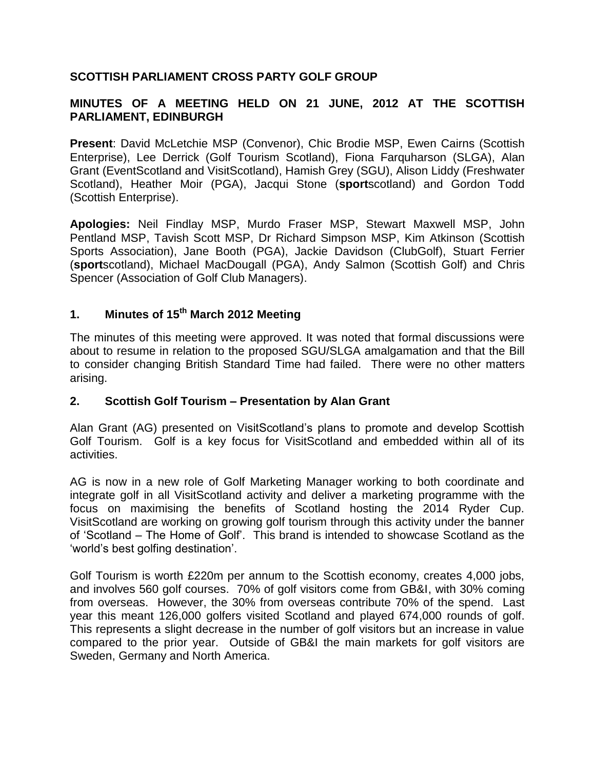# SCOTTISH PARLIAMENT CROSS PARTY GOLF GROUP

## MINUTES OF A MEETING HELD ON 21 JUNE, 2012 AT THE SCOTTISH PARLIAMENT, EDINBURGH

**Present**: David McLetchie MSP (Convenor), Chic Brodie MSP, Ewen Cairns (Scottish Enterprise), Lee Derrick (Golf Tourism Scotland), Fiona Farquharson (SLGA), Alan Grant (EventScotland and VisitScotland), Hamish Grey (SGU), Alison Liddy (Freshwater Scotland), Heather Moir (PGA), Jacqui Stone (**sport**scotland) and Gordon Todd (Scottish Enterprise).

**Apologies:** Neil Findlay MSP, Murdo Fraser MSP, Stewart Maxwell MSP, John Pentland MSP, Tavish Scott MSP, Dr Richard Simpson MSP, Kim Atkinson (Scottish Sports Association), Jane Booth (PGA), Jackie Davidson (ClubGolf), Stuart Ferrier (**sport**scotland), Michael MacDougall (PGA), Andy Salmon (Scottish Golf) and Chris Spencer (Association of Golf Club Managers).

### 1. Minutes of 15th March 2012 Meeting

The minutes of this meeting were approved. It was noted that formal discussions were about to resume in relation to the proposed SGU/SLGA amalgamation and that the Bill to consider changing British Standard Time had failed. There were no other matters arising.

### 2. Scottish Golf Tourism – Presentation by Alan Grant

Alan Grant (AG) presented on VisitScotland's plans to promote and develop Scottish Golf Tourism. Golf is a key focus for VisitScotland and embedded within all of its activities.

AG is now in a new role of Golf Marketing Manager working to both coordinate and integrate golf in all VisitScotland activity and deliver a marketing programme with the focus on maximising the benefits of Scotland hosting the 2014 Ryder Cup. VisitScotland are working on growing golf tourism through this activity under the banner of 'Scotland – The Home of Golf'. This brand is intended to showcase Scotland as the 'world's best golfing destination'.

Golf Tourism is worth £220m per annum to the Scottish economy, creates 4,000 jobs, and involves 560 golf courses. 70% of golf visitors come from GB&I, with 30% coming from overseas. However, the 30% from overseas contribute 70% of the spend. Last year this meant 126,000 golfers visited Scotland and played 674,000 rounds of golf. This represents a slight decrease in the number of golf visitors but an increase in value compared to the prior year. Outside of GB&I the main markets for golf visitors are Sweden, Germany and North America.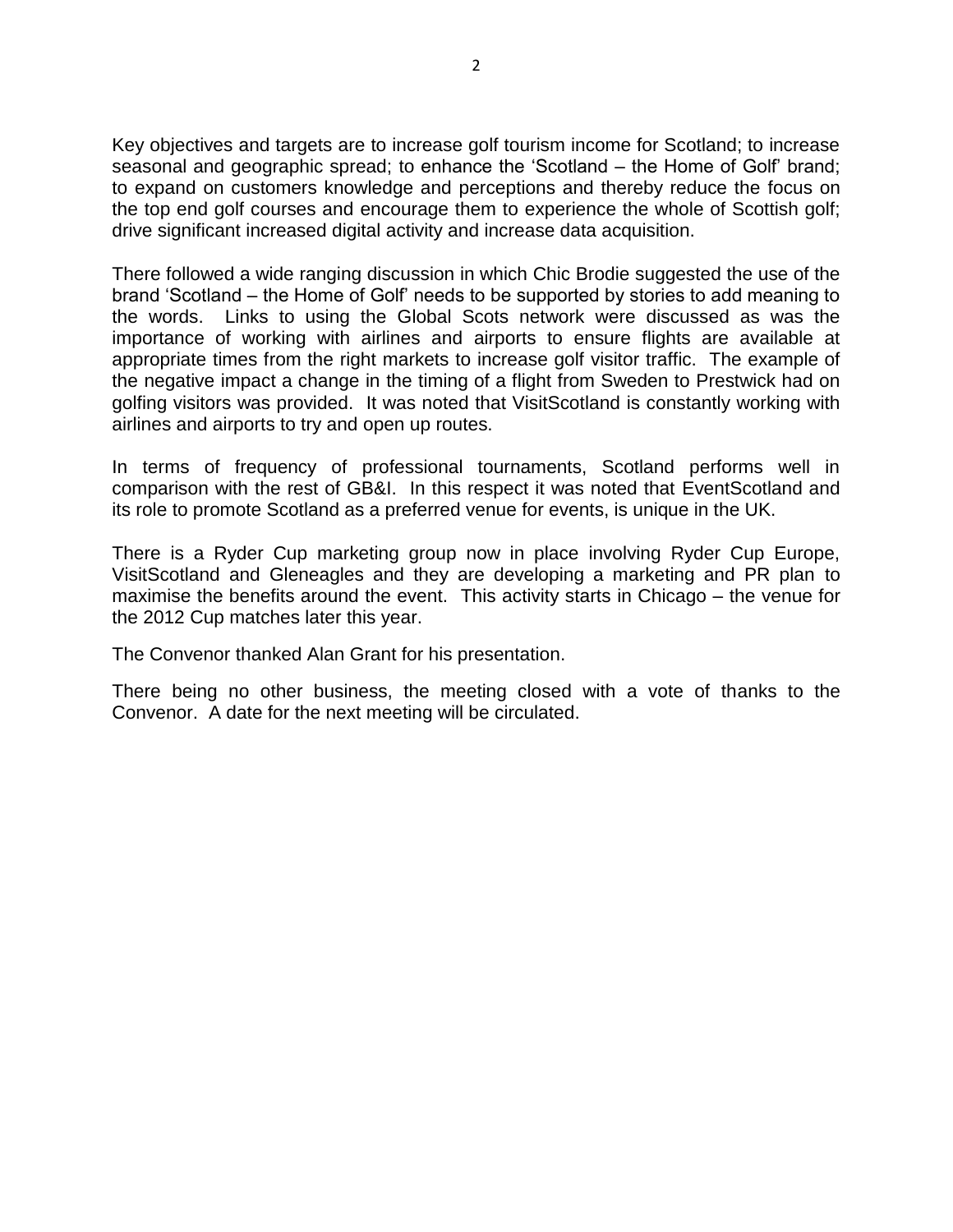Key objectives and targets are to increase golf tourism income for Scotland; to increase seasonal and geographic spread; to enhance the 'Scotland – the Home of Golf' brand; to expand on customers knowledge and perceptions and thereby reduce the focus on the top end golf courses and encourage them to experience the whole of Scottish golf; drive significant increased digital activity and increase data acquisition.

There followed a wide ranging discussion in which Chic Brodie suggested the use of the brand 'Scotland – the Home of Golf' needs to be supported by stories to add meaning to the words. Links to using the Global Scots network were discussed as was the importance of working with airlines and airports to ensure flights are available at appropriate times from the right markets to increase golf visitor traffic. The example of the negative impact a change in the timing of a flight from Sweden to Prestwick had on golfing visitors was provided. It was noted that VisitScotland is constantly working with airlines and airports to try and open up routes.

In terms of frequency of professional tournaments, Scotland performs well in comparison with the rest of GB&I. In this respect it was noted that EventScotland and its role to promote Scotland as a preferred venue for events, is unique in the UK.

There is a Ryder Cup marketing group now in place involving Ryder Cup Europe, VisitScotland and Gleneagles and they are developing a marketing and PR plan to maximise the benefits around the event. This activity starts in Chicago – the venue for the 2012 Cup matches later this year.

The Convenor thanked Alan Grant for his presentation.

There being no other business, the meeting closed with a vote of thanks to the Convenor. A date for the next meeting will be circulated.